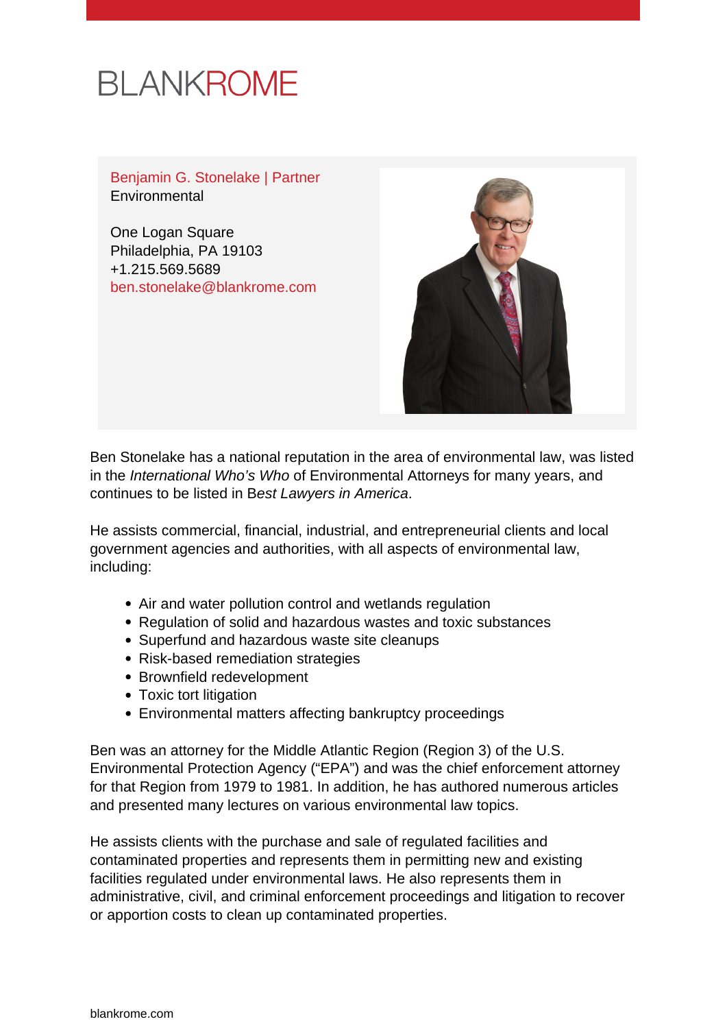BLANKROME

**Benjamin G. Stonelake | Partner**
Environmental

One Logan Square
Philadelphia, PA 19103
+1.215.569.5689
ben.stonelake@blankrome.com

Ben Stonelake has a national reputation in the area of environmental law, was listed in the *International Who's Who* of Environmental Attorneys for many years, and continues to be listed in B*est Lawyers in America*.

He assists commercial, financial, industrial, and entrepreneurial clients and local government agencies and authorities, with all aspects of environmental law, including:

- Air and water pollution control and wetlands regulation
- Regulation of solid and hazardous wastes and toxic substances
- Superfund and hazardous waste site cleanups
- Risk-based remediation strategies
- Brownfield redevelopment
- Toxic tort litigation
- Environmental matters affecting bankruptcy proceedings

Ben was an attorney for the Middle Atlantic Region (Region 3) of the U.S. Environmental Protection Agency ("EPA") and was the chief enforcement attorney for that Region from 1979 to 1981. In addition, he has authored numerous articles and presented many lectures on various environmental law topics.

He assists clients with the purchase and sale of regulated facilities and contaminated properties and represents them in permitting new and existing facilities regulated under environmental laws. He also represents them in administrative, civil, and criminal enforcement proceedings and litigation to recover or apportion costs to clean up contaminated properties.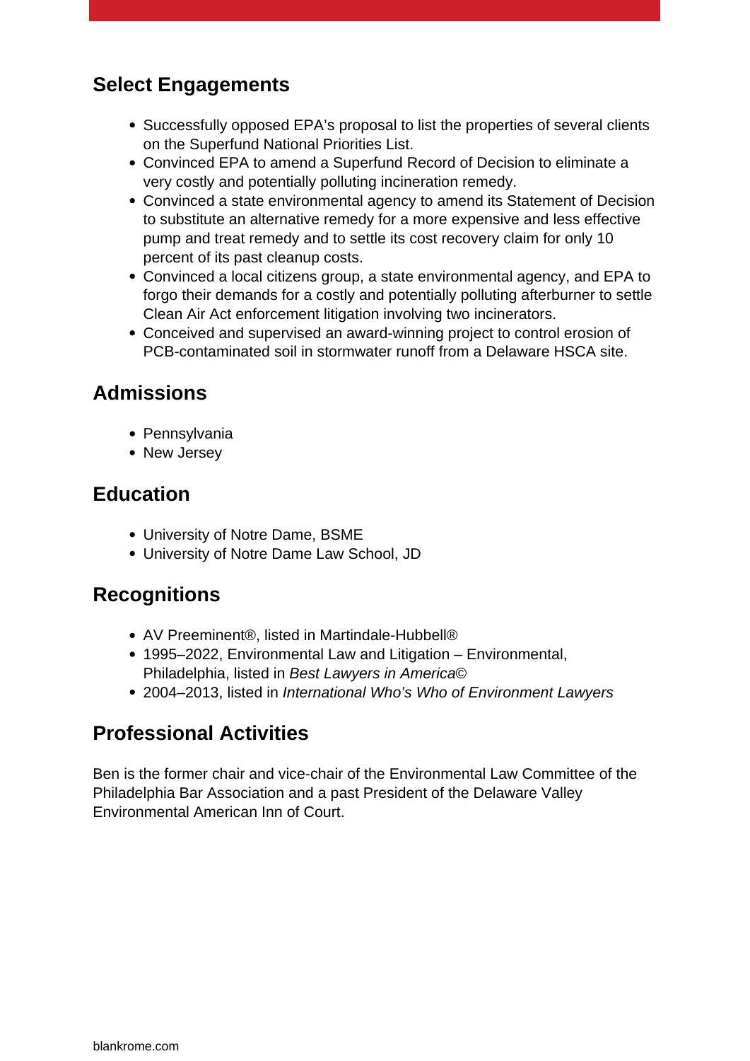## Select Engagements

- Successfully opposed EPA’s proposal to list the properties of several clients on the Superfund National Priorities List.
- Convinced EPA to amend a Superfund Record of Decision to eliminate a very costly and potentially polluting incineration remedy.
- Convinced a state environmental agency to amend its Statement of Decision to substitute an alternative remedy for a more expensive and less effective pump and treat remedy and to settle its cost recovery claim for only 10 percent of its past cleanup costs.
- Convinced a local citizens group, a state environmental agency, and EPA to forgo their demands for a costly and potentially polluting afterburner to settle Clean Air Act enforcement litigation involving two incinerators.
- Conceived and supervised an award-winning project to control erosion of PCB-contaminated soil in stormwater runoff from a Delaware HSCA site.

## Admissions

- Pennsylvania
- New Jersey

## Education

- University of Notre Dame, BSME
- University of Notre Dame Law School, JD

## Recognitions

- AV Preeminent®, listed in Martindale-Hubbell®
- 1995–2022, Environmental Law and Litigation – Environmental, Philadelphia, listed in *Best Lawyers in America©*
- 2004–2013, listed in *International Who’s Who of Environment Lawyers*

## Professional Activities

Ben is the former chair and vice-chair of the Environmental Law Committee of the Philadelphia Bar Association and a past President of the Delaware Valley Environmental American Inn of Court.